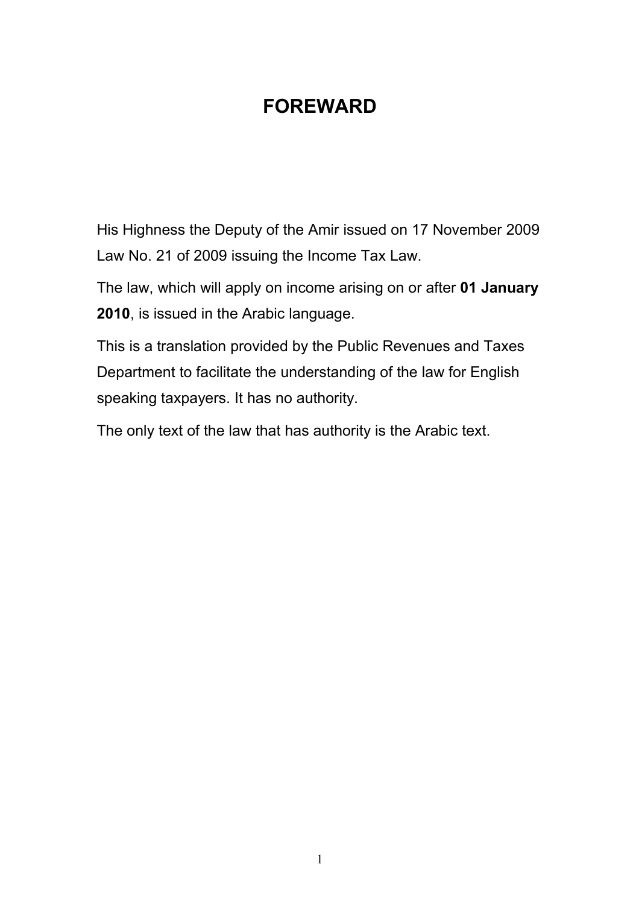# FOREWARD

His Highness the Deputy of the Amir issued on 17 November 2009 Law No. 21 of 2009 issuing the Income Tax Law.

The law, which will apply on income arising on or after **01 January 2010**, is issued in the Arabic language.

This is a translation provided by the Public Revenues and Taxes Department to facilitate the understanding of the law for English speaking taxpayers. It has no authority.

The only text of the law that has authority is the Arabic text.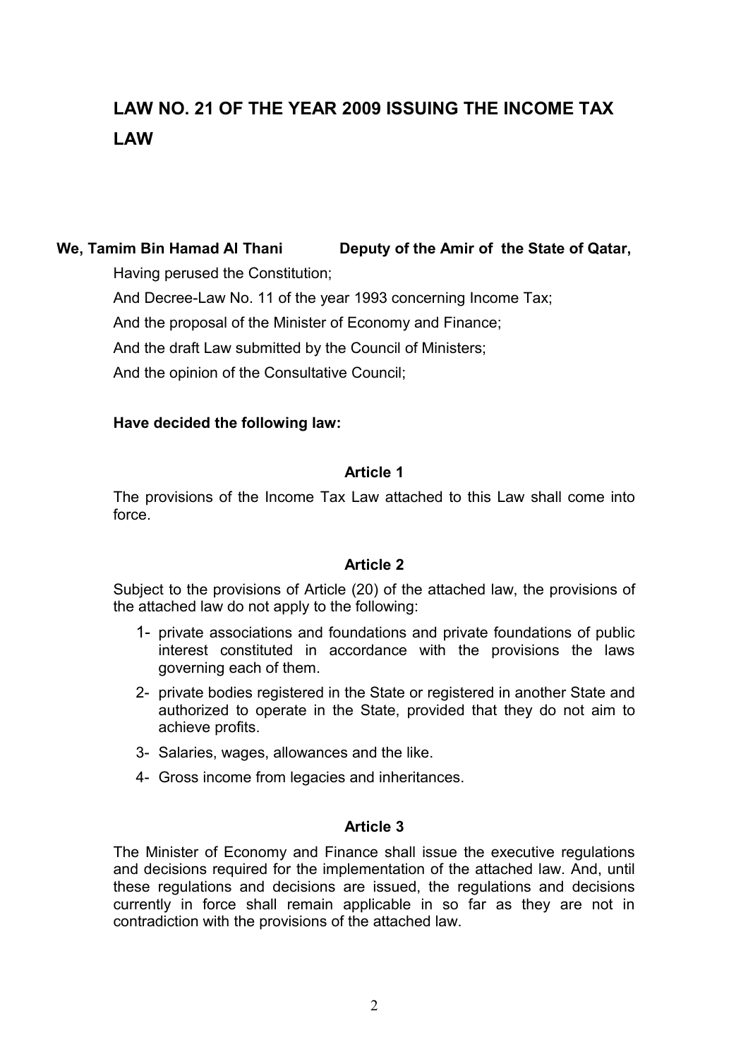# LAW NO. 21 OF THE YEAR 2009 ISSUING THE INCOME TAX LAW

**We, Tamim Bin Hamad Al Thani Deputy of the Amir of the State of Qatar,**

Having perused the Constitution;

And Decree-Law No. 11 of the year 1993 concerning Income Tax;

And the proposal of the Minister of Economy and Finance;

And the draft Law submitted by the Council of Ministers;

And the opinion of the Consultative Council;

**Have decided the following law:**

### Article 1

The provisions of the Income Tax Law attached to this Law shall come into force.

### Article 2

Subject to the provisions of Article (20) of the attached law, the provisions of the attached law do not apply to the following:

1- private associations and foundations and private foundations of public interest constituted in accordance with the provisions the laws governing each of them.

2- private bodies registered in the State or registered in another State and authorized to operate in the State, provided that they do not aim to achieve profits.

3- Salaries, wages, allowances and the like.

4- Gross income from legacies and inheritances.

### Article 3

The Minister of Economy and Finance shall issue the executive regulations and decisions required for the implementation of the attached law. And, until these regulations and decisions are issued, the regulations and decisions currently in force shall remain applicable in so far as they are not in contradiction with the provisions of the attached law.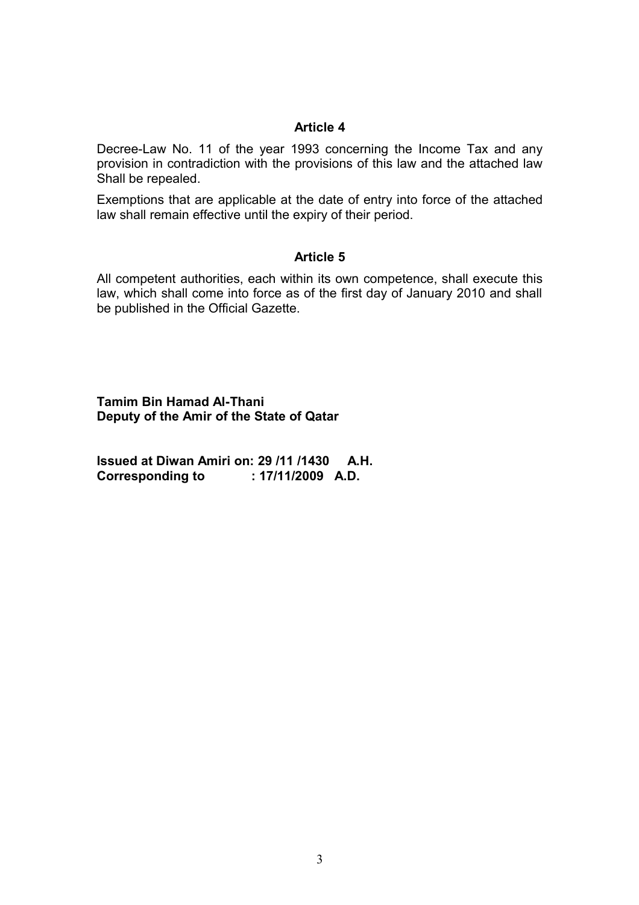## Article 4

Decree-Law No. 11 of the year 1993 concerning the Income Tax and any provision in contradiction with the provisions of this law and the attached law Shall be repealed.

Exemptions that are applicable at the date of entry into force of the attached law shall remain effective until the expiry of their period.

## Article 5

All competent authorities, each within its own competence, shall execute this law, which shall come into force as of the first day of January 2010 and shall be published in the Official Gazette.

**Tamim Bin Hamad Al-Thani**
**Deputy of the Amir of the State of Qatar**

**Issued at Diwan Amiri on: 29 /11 /1430 A.H.**
**Corresponding to : 17/11/2009 A.D.**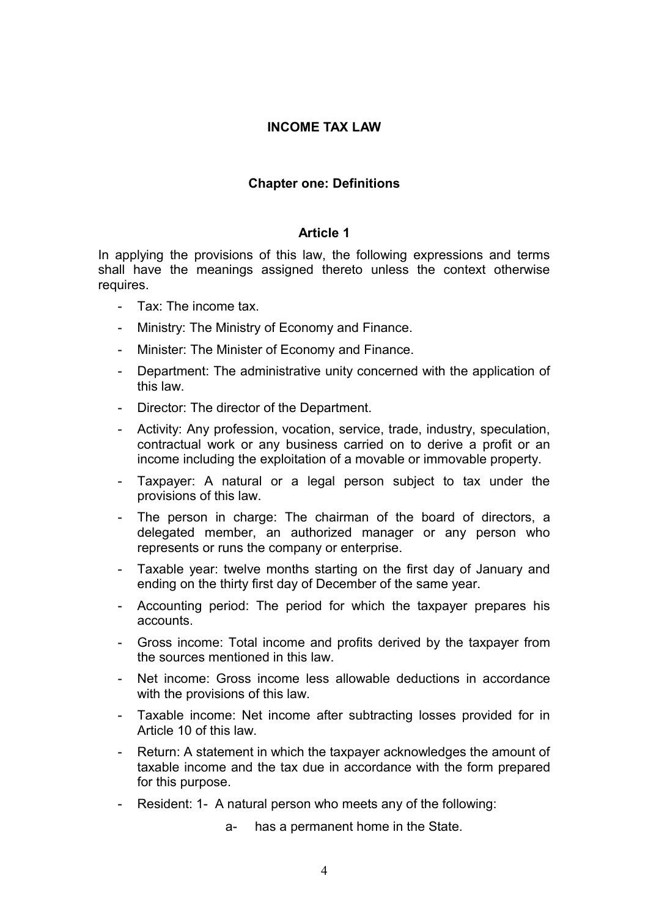# INCOME TAX LAW

## Chapter one: Definitions

### Article 1

In applying the provisions of this law, the following expressions and terms shall have the meanings assigned thereto unless the context otherwise requires.

- Tax: The income tax.
- Ministry: The Ministry of Economy and Finance.
- Minister: The Minister of Economy and Finance.
- Department: The administrative unity concerned with the application of this law.
- Director: The director of the Department.
- Activity: Any profession, vocation, service, trade, industry, speculation, contractual work or any business carried on to derive a profit or an income including the exploitation of a movable or immovable property.
- Taxpayer: A natural or a legal person subject to tax under the provisions of this law.
- The person in charge: The chairman of the board of directors, a delegated member, an authorized manager or any person who represents or runs the company or enterprise.
- Taxable year: twelve months starting on the first day of January and ending on the thirty first day of December of the same year.
- Accounting period: The period for which the taxpayer prepares his accounts.
- Gross income: Total income and profits derived by the taxpayer from the sources mentioned in this law.
- Net income: Gross income less allowable deductions in accordance with the provisions of this law.
- Taxable income: Net income after subtracting losses provided for in Article 10 of this law.
- Return: A statement in which the taxpayer acknowledges the amount of taxable income and the tax due in accordance with the form prepared for this purpose.
- Resident: 1- A natural person who meets any of the following:
  - a- has a permanent home in the State.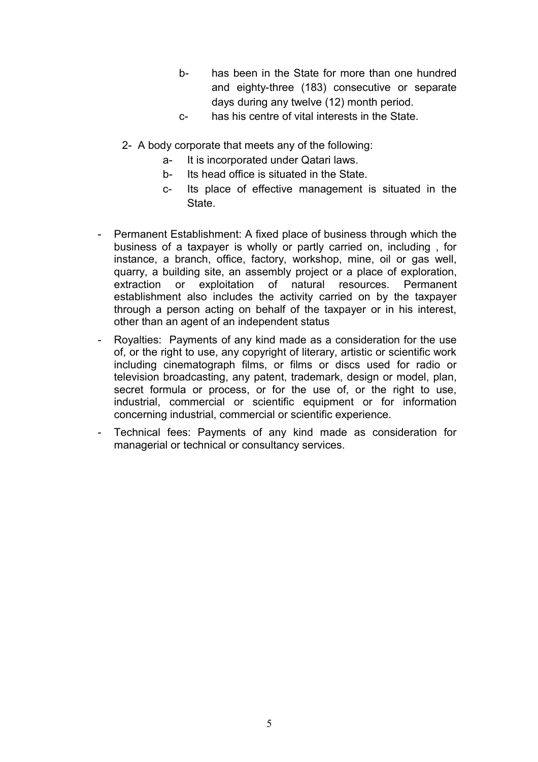b- has been in the State for more than one hundred and eighty-three (183) consecutive or separate days during any twelve (12) month period.

c- has his centre of vital interests in the State.

2- A body corporate that meets any of the following:

a- It is incorporated under Qatari laws.

b- Its head office is situated in the State.

c- Its place of effective management is situated in the State.

- Permanent Establishment: A fixed place of business through which the business of a taxpayer is wholly or partly carried on, including , for instance, a branch, office, factory, workshop, mine, oil or gas well, quarry, a building site, an assembly project or a place of exploration, extraction or exploitation of natural resources. Permanent establishment also includes the activity carried on by the taxpayer through a person acting on behalf of the taxpayer or in his interest, other than an agent of an independent status
- Royalties: Payments of any kind made as a consideration for the use of, or the right to use, any copyright of literary, artistic or scientific work including cinematograph films, or films or discs used for radio or television broadcasting, any patent, trademark, design or model, plan, secret formula or process, or for the use of, or the right to use, industrial, commercial or scientific equipment or for information concerning industrial, commercial or scientific experience.
- Technical fees: Payments of any kind made as consideration for managerial or technical or consultancy services.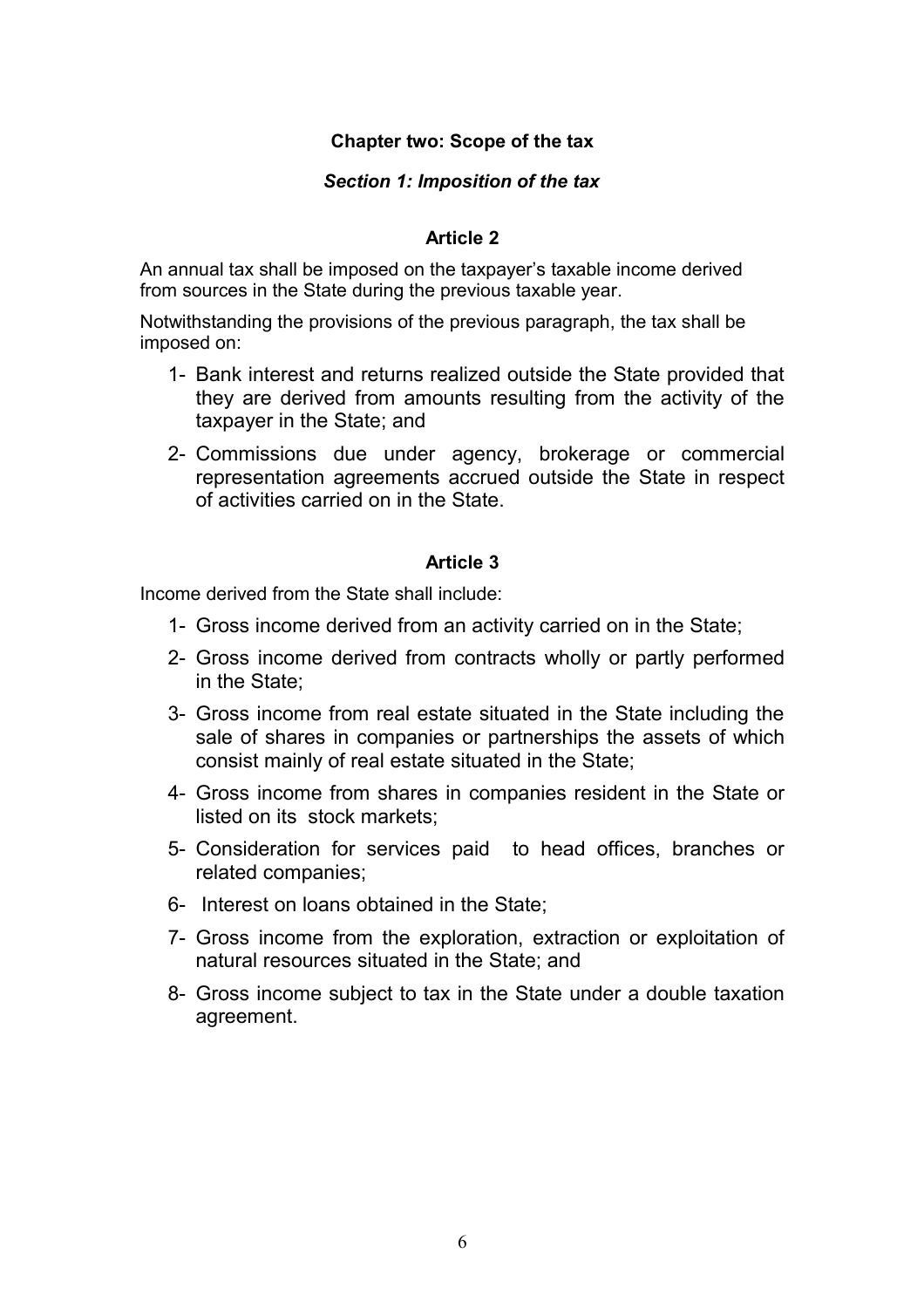## Chapter two: Scope of the tax

### *Section 1: Imposition of the tax*

#### Article 2

An annual tax shall be imposed on the taxpayer's taxable income derived from sources in the State during the previous taxable year.

Notwithstanding the provisions of the previous paragraph, the tax shall be imposed on:

1- Bank interest and returns realized outside the State provided that they are derived from amounts resulting from the activity of the taxpayer in the State; and

2- Commissions due under agency, brokerage or commercial representation agreements accrued outside the State in respect of activities carried on in the State.

#### Article 3

Income derived from the State shall include:

1- Gross income derived from an activity carried on in the State;

2- Gross income derived from contracts wholly or partly performed in the State;

3- Gross income from real estate situated in the State including the sale of shares in companies or partnerships the assets of which consist mainly of real estate situated in the State;

4- Gross income from shares in companies resident in the State or listed on its stock markets;

5- Consideration for services paid to head offices, branches or related companies;

6- Interest on loans obtained in the State;

7- Gross income from the exploration, extraction or exploitation of natural resources situated in the State; and

8- Gross income subject to tax in the State under a double taxation agreement.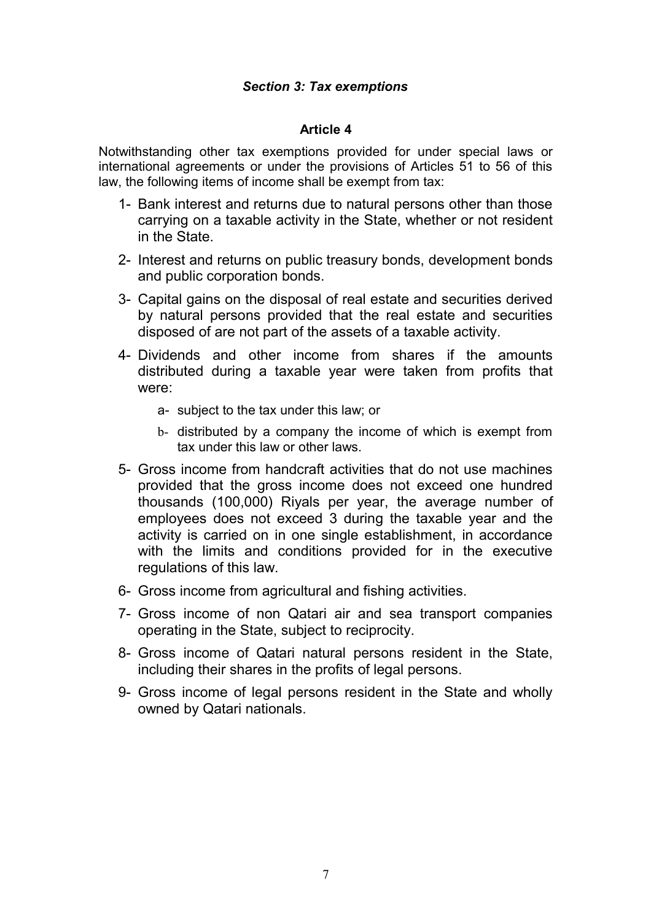### *Section 3: Tax exemptions*

#### Article 4

Notwithstanding other tax exemptions provided for under special laws or international agreements or under the provisions of Articles 51 to 56 of this law, the following items of income shall be exempt from tax:

1- Bank interest and returns due to natural persons other than those carrying on a taxable activity in the State, whether or not resident in the State.

2- Interest and returns on public treasury bonds, development bonds and public corporation bonds.

3- Capital gains on the disposal of real estate and securities derived by natural persons provided that the real estate and securities disposed of are not part of the assets of a taxable activity.

4- Dividends and other income from shares if the amounts distributed during a taxable year were taken from profits that were:

   a- subject to the tax under this law; or

   b- distributed by a company the income of which is exempt from tax under this law or other laws.

5- Gross income from handcraft activities that do not use machines provided that the gross income does not exceed one hundred thousands (100,000) Riyals per year, the average number of employees does not exceed 3 during the taxable year and the activity is carried on in one single establishment, in accordance with the limits and conditions provided for in the executive regulations of this law.

6- Gross income from agricultural and fishing activities.

7- Gross income of non Qatari air and sea transport companies operating in the State, subject to reciprocity.

8- Gross income of Qatari natural persons resident in the State, including their shares in the profits of legal persons.

9- Gross income of legal persons resident in the State and wholly owned by Qatari nationals.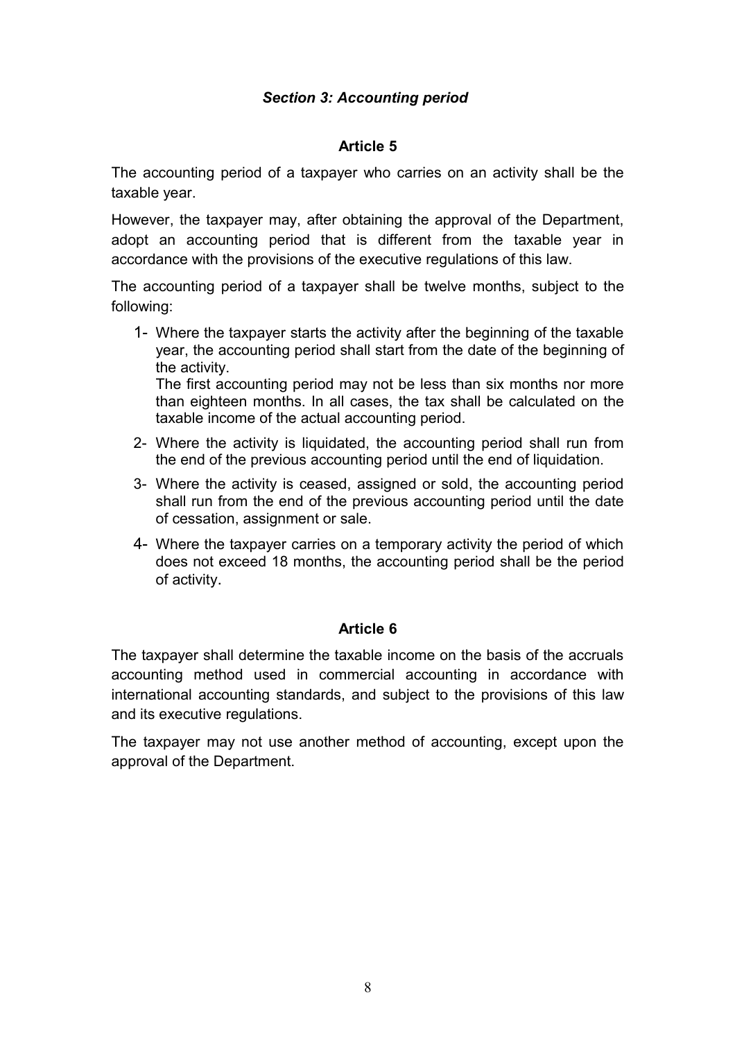### *Section 3: Accounting period*

#### Article 5

The accounting period of a taxpayer who carries on an activity shall be the taxable year.

However, the taxpayer may, after obtaining the approval of the Department, adopt an accounting period that is different from the taxable year in accordance with the provisions of the executive regulations of this law.

The accounting period of a taxpayer shall be twelve months, subject to the following:

1- Where the taxpayer starts the activity after the beginning of the taxable year, the accounting period shall start from the date of the beginning of the activity.
   The first accounting period may not be less than six months nor more than eighteen months. In all cases, the tax shall be calculated on the taxable income of the actual accounting period.
2- Where the activity is liquidated, the accounting period shall run from the end of the previous accounting period until the end of liquidation.
3- Where the activity is ceased, assigned or sold, the accounting period shall run from the end of the previous accounting period until the date of cessation, assignment or sale.
4- Where the taxpayer carries on a temporary activity the period of which does not exceed 18 months, the accounting period shall be the period of activity.

#### Article 6

The taxpayer shall determine the taxable income on the basis of the accruals accounting method used in commercial accounting in accordance with international accounting standards, and subject to the provisions of this law and its executive regulations.

The taxpayer may not use another method of accounting, except upon the approval of the Department.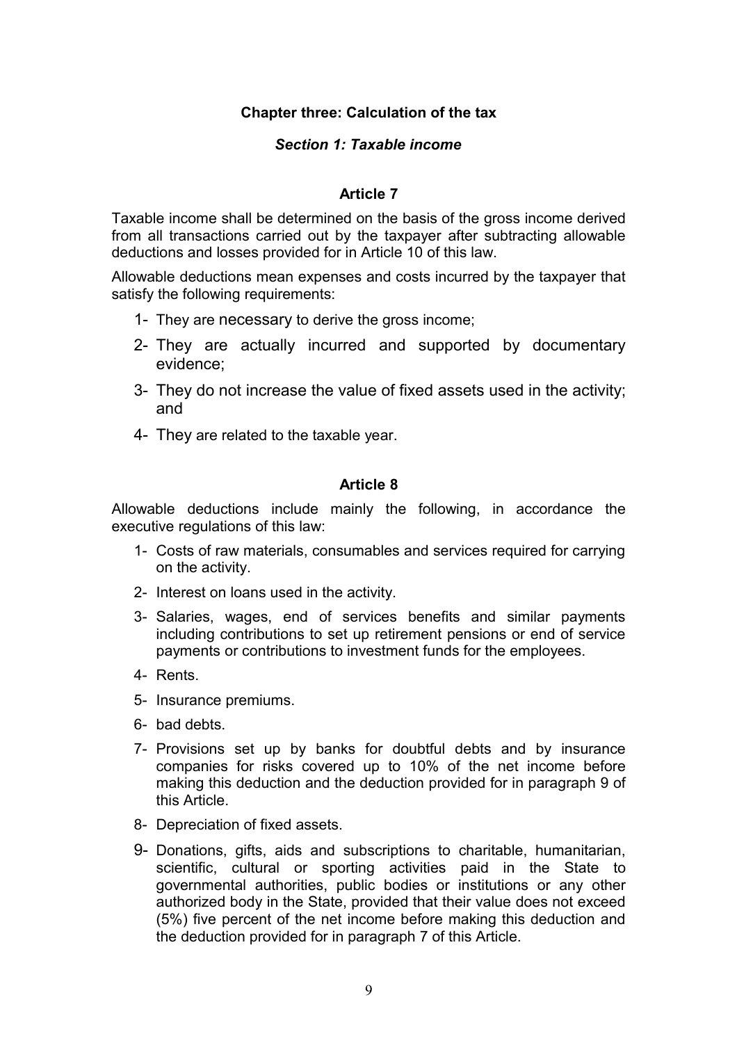## Chapter three: Calculation of the tax

### *Section 1: Taxable income*

#### Article 7

Taxable income shall be determined on the basis of the gross income derived from all transactions carried out by the taxpayer after subtracting allowable deductions and losses provided for in Article 10 of this law.

Allowable deductions mean expenses and costs incurred by the taxpayer that satisfy the following requirements:

1- They are necessary to derive the gross income;

2- They are actually incurred and supported by documentary evidence;

3- They do not increase the value of fixed assets used in the activity; and

4- They are related to the taxable year.

#### Article 8

Allowable deductions include mainly the following, in accordance the executive regulations of this law:

1- Costs of raw materials, consumables and services required for carrying on the activity.

2- Interest on loans used in the activity.

3- Salaries, wages, end of services benefits and similar payments including contributions to set up retirement pensions or end of service payments or contributions to investment funds for the employees.

4- Rents.

5- Insurance premiums.

6- bad debts.

7- Provisions set up by banks for doubtful debts and by insurance companies for risks covered up to 10% of the net income before making this deduction and the deduction provided for in paragraph 9 of this Article.

8- Depreciation of fixed assets.

9- Donations, gifts, aids and subscriptions to charitable, humanitarian, scientific, cultural or sporting activities paid in the State to governmental authorities, public bodies or institutions or any other authorized body in the State, provided that their value does not exceed (5%) five percent of the net income before making this deduction and the deduction provided for in paragraph 7 of this Article.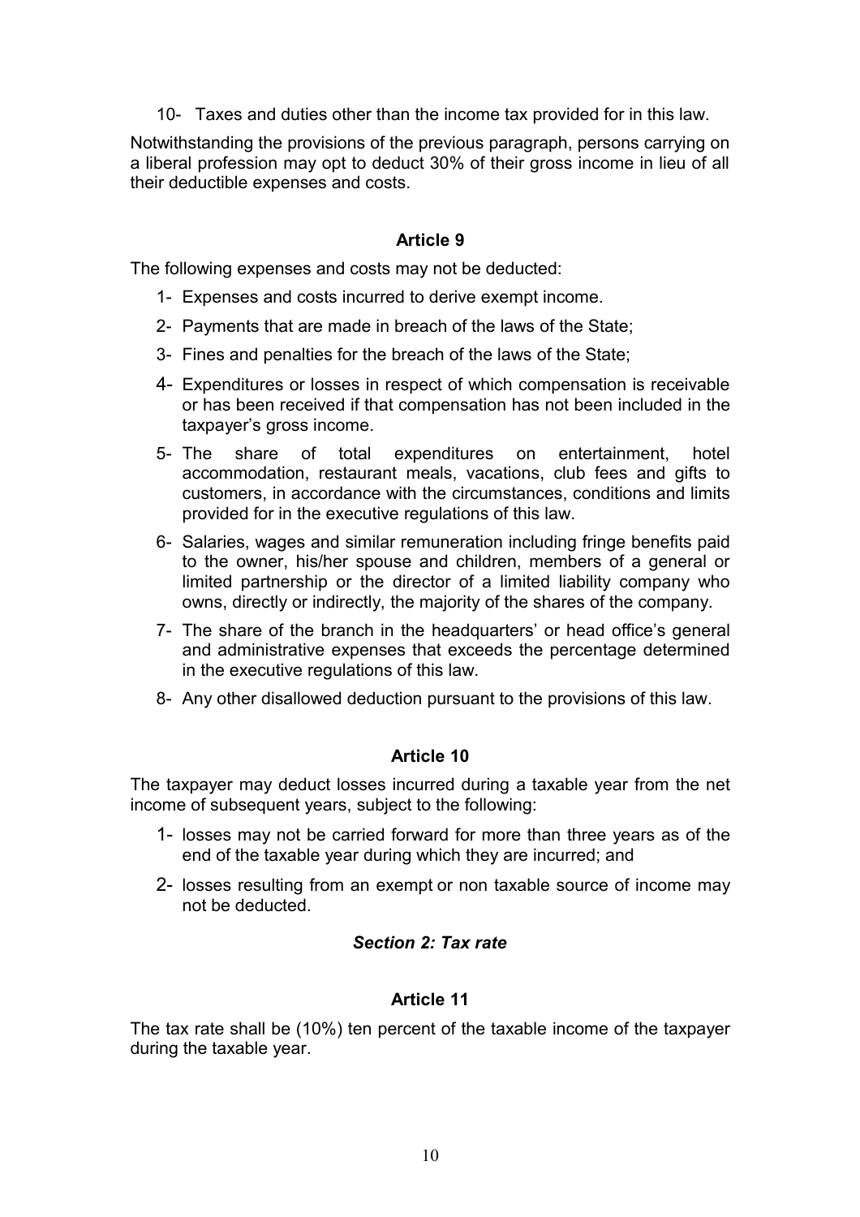10- Taxes and duties other than the income tax provided for in this law.

Notwithstanding the provisions of the previous paragraph, persons carrying on a liberal profession may opt to deduct 30% of their gross income in lieu of all their deductible expenses and costs.

### Article 9

The following expenses and costs may not be deducted:

1- Expenses and costs incurred to derive exempt income.

2- Payments that are made in breach of the laws of the State;

3- Fines and penalties for the breach of the laws of the State;

4- Expenditures or losses in respect of which compensation is receivable or has been received if that compensation has not been included in the taxpayer's gross income.

5- The share of total expenditures on entertainment, hotel accommodation, restaurant meals, vacations, club fees and gifts to customers, in accordance with the circumstances, conditions and limits provided for in the executive regulations of this law.

6- Salaries, wages and similar remuneration including fringe benefits paid to the owner, his/her spouse and children, members of a general or limited partnership or the director of a limited liability company who owns, directly or indirectly, the majority of the shares of the company.

7- The share of the branch in the headquarters' or head office's general and administrative expenses that exceeds the percentage determined in the executive regulations of this law.

8- Any other disallowed deduction pursuant to the provisions of this law.

### Article 10

The taxpayer may deduct losses incurred during a taxable year from the net income of subsequent years, subject to the following:

1- losses may not be carried forward for more than three years as of the end of the taxable year during which they are incurred; and

2- losses resulting from an exempt or non taxable source of income may not be deducted.

## *Section 2: Tax rate*

### Article 11

The tax rate shall be (10%) ten percent of the taxable income of the taxpayer during the taxable year.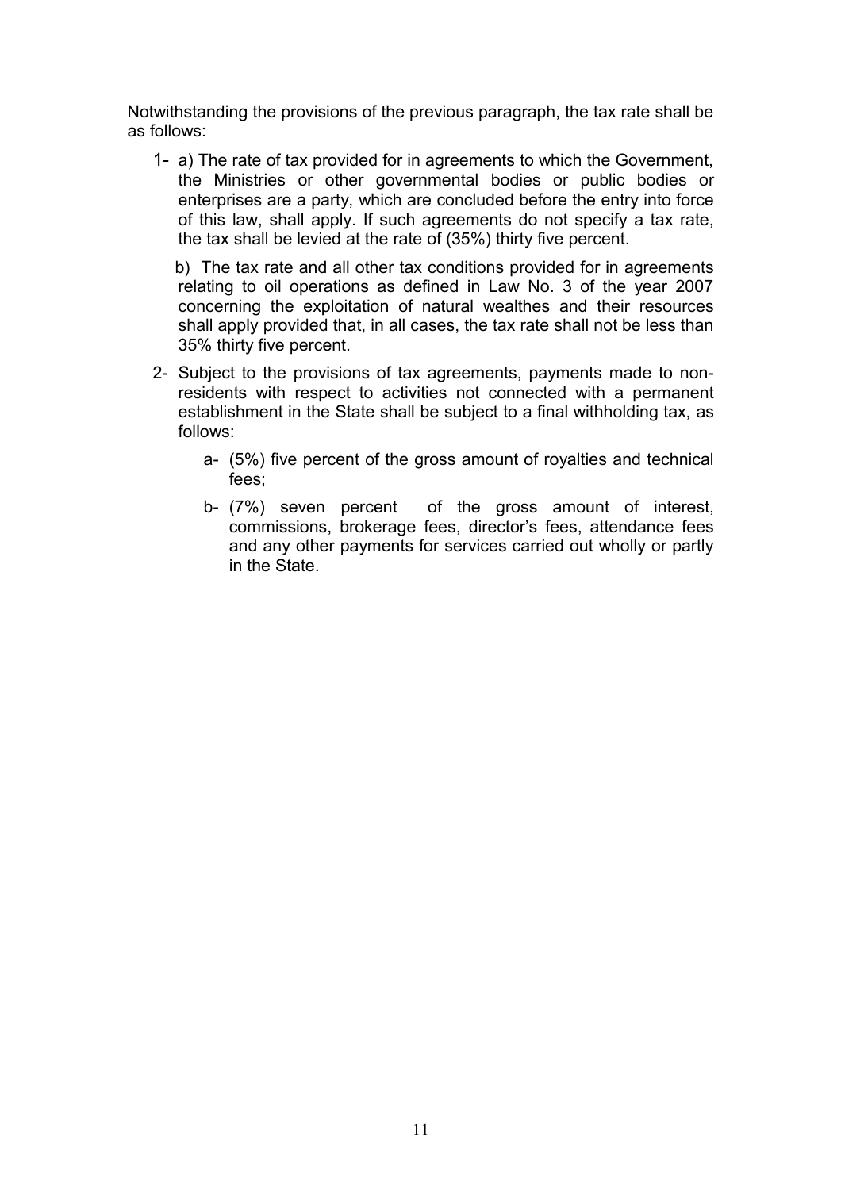Notwithstanding the provisions of the previous paragraph, the tax rate shall be as follows:

1- a) The rate of tax provided for in agreements to which the Government, the Ministries or other governmental bodies or public bodies or enterprises are a party, which are concluded before the entry into force of this law, shall apply. If such agreements do not specify a tax rate, the tax shall be levied at the rate of (35%) thirty five percent.

   b) The tax rate and all other tax conditions provided for in agreements relating to oil operations as defined in Law No. 3 of the year 2007 concerning the exploitation of natural wealthes and their resources shall apply provided that, in all cases, the tax rate shall not be less than 35% thirty five percent.

2- Subject to the provisions of tax agreements, payments made to non-residents with respect to activities not connected with a permanent establishment in the State shall be subject to a final withholding tax, as follows:

   a- (5%) five percent of the gross amount of royalties and technical fees;

   b- (7%) seven percent of the gross amount of interest, commissions, brokerage fees, director's fees, attendance fees and any other payments for services carried out wholly or partly in the State.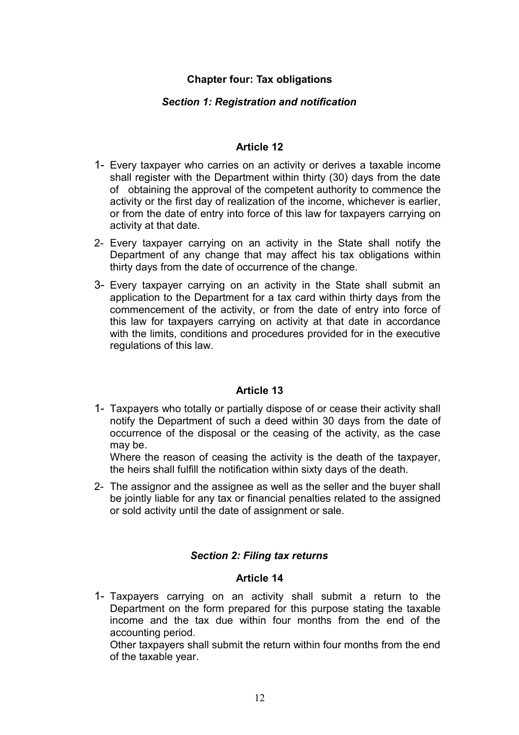## Chapter four: Tax obligations

### *Section 1: Registration and notification*

#### Article 12

1- Every taxpayer who carries on an activity or derives a taxable income shall register with the Department within thirty (30) days from the date of obtaining the approval of the competent authority to commence the activity or the first day of realization of the income, whichever is earlier, or from the date of entry into force of this law for taxpayers carrying on activity at that date.

2- Every taxpayer carrying on an activity in the State shall notify the Department of any change that may affect his tax obligations within thirty days from the date of occurrence of the change.

3- Every taxpayer carrying on an activity in the State shall submit an application to the Department for a tax card within thirty days from the commencement of the activity, or from the date of entry into force of this law for taxpayers carrying on activity at that date in accordance with the limits, conditions and procedures provided for in the executive regulations of this law.

#### Article 13

1- Taxpayers who totally or partially dispose of or cease their activity shall notify the Department of such a deed within 30 days from the date of occurrence of the disposal or the ceasing of the activity, as the case may be.
Where the reason of ceasing the activity is the death of the taxpayer, the heirs shall fulfill the notification within sixty days of the death.

2- The assignor and the assignee as well as the seller and the buyer shall be jointly liable for any tax or financial penalties related to the assigned or sold activity until the date of assignment or sale.

### *Section 2: Filing tax returns*

#### Article 14

1- Taxpayers carrying on an activity shall submit a return to the Department on the form prepared for this purpose stating the taxable income and the tax due within four months from the end of the accounting period.
Other taxpayers shall submit the return within four months from the end of the taxable year.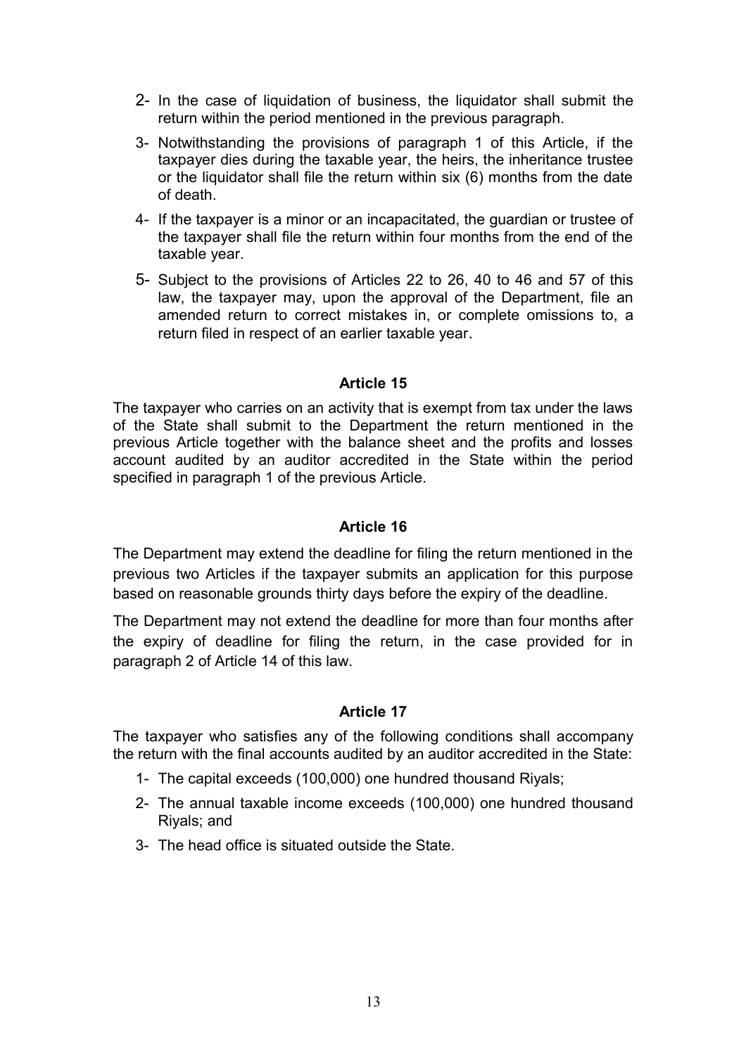2- In the case of liquidation of business, the liquidator shall submit the return within the period mentioned in the previous paragraph.

3- Notwithstanding the provisions of paragraph 1 of this Article, if the taxpayer dies during the taxable year, the heirs, the inheritance trustee or the liquidator shall file the return within six (6) months from the date of death.

4- If the taxpayer is a minor or an incapacitated, the guardian or trustee of the taxpayer shall file the return within four months from the end of the taxable year.

5- Subject to the provisions of Articles 22 to 26, 40 to 46 and 57 of this law, the taxpayer may, upon the approval of the Department, file an amended return to correct mistakes in, or complete omissions to, a return filed in respect of an earlier taxable year.

**Article 15**

The taxpayer who carries on an activity that is exempt from tax under the laws of the State shall submit to the Department the return mentioned in the previous Article together with the balance sheet and the profits and losses account audited by an auditor accredited in the State within the period specified in paragraph 1 of the previous Article.

**Article 16**

The Department may extend the deadline for filing the return mentioned in the previous two Articles if the taxpayer submits an application for this purpose based on reasonable grounds thirty days before the expiry of the deadline.

The Department may not extend the deadline for more than four months after the expiry of deadline for filing the return, in the case provided for in paragraph 2 of Article 14 of this law.

**Article 17**

The taxpayer who satisfies any of the following conditions shall accompany the return with the final accounts audited by an auditor accredited in the State:

1- The capital exceeds (100,000) one hundred thousand Riyals;

2- The annual taxable income exceeds (100,000) one hundred thousand Riyals; and

3- The head office is situated outside the State.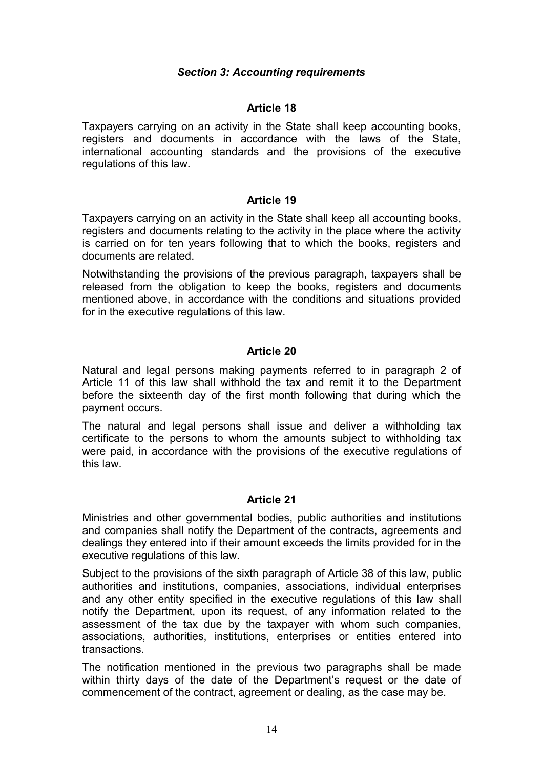### *Section 3: Accounting requirements*

#### Article 18

Taxpayers carrying on an activity in the State shall keep accounting books, registers and documents in accordance with the laws of the State, international accounting standards and the provisions of the executive regulations of this law.

#### Article 19

Taxpayers carrying on an activity in the State shall keep all accounting books, registers and documents relating to the activity in the place where the activity is carried on for ten years following that to which the books, registers and documents are related.

Notwithstanding the provisions of the previous paragraph, taxpayers shall be released from the obligation to keep the books, registers and documents mentioned above, in accordance with the conditions and situations provided for in the executive regulations of this law.

#### Article 20

Natural and legal persons making payments referred to in paragraph 2 of Article 11 of this law shall withhold the tax and remit it to the Department before the sixteenth day of the first month following that during which the payment occurs.

The natural and legal persons shall issue and deliver a withholding tax certificate to the persons to whom the amounts subject to withholding tax were paid, in accordance with the provisions of the executive regulations of this law.

#### Article 21

Ministries and other governmental bodies, public authorities and institutions and companies shall notify the Department of the contracts, agreements and dealings they entered into if their amount exceeds the limits provided for in the executive regulations of this law.

Subject to the provisions of the sixth paragraph of Article 38 of this law, public authorities and institutions, companies, associations, individual enterprises and any other entity specified in the executive regulations of this law shall notify the Department, upon its request, of any information related to the assessment of the tax due by the taxpayer with whom such companies, associations, authorities, institutions, enterprises or entities entered into transactions.

The notification mentioned in the previous two paragraphs shall be made within thirty days of the date of the Department's request or the date of commencement of the contract, agreement or dealing, as the case may be.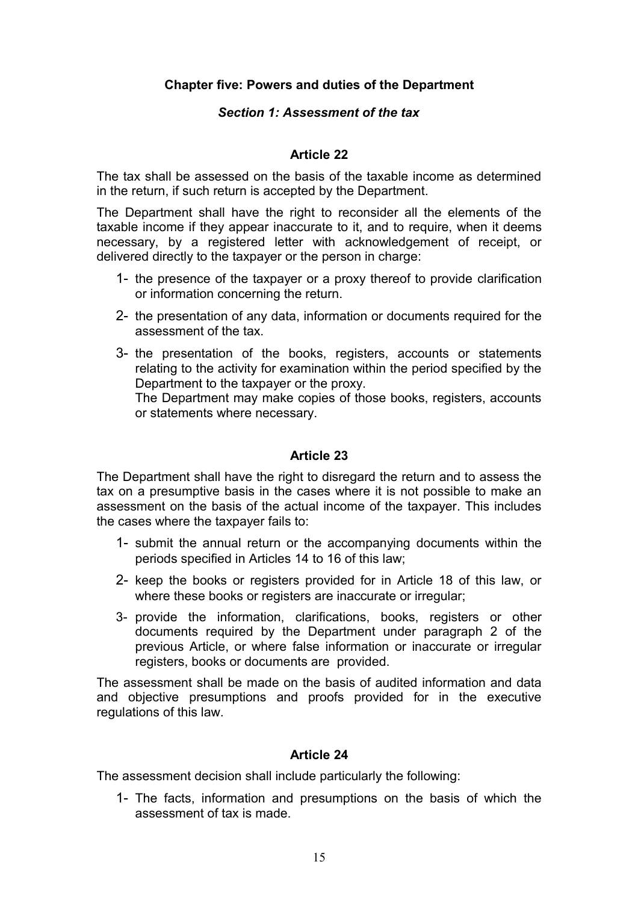## Chapter five: Powers and duties of the Department

### *Section 1: Assessment of the tax*

#### Article 22

The tax shall be assessed on the basis of the taxable income as determined in the return, if such return is accepted by the Department.

The Department shall have the right to reconsider all the elements of the taxable income if they appear inaccurate to it, and to require, when it deems necessary, by a registered letter with acknowledgement of receipt, or delivered directly to the taxpayer or the person in charge:

1- the presence of the taxpayer or a proxy thereof to provide clarification or information concerning the return.

2- the presentation of any data, information or documents required for the assessment of the tax.

3- the presentation of the books, registers, accounts or statements relating to the activity for examination within the period specified by the Department to the taxpayer or the proxy.
The Department may make copies of those books, registers, accounts or statements where necessary.

#### Article 23

The Department shall have the right to disregard the return and to assess the tax on a presumptive basis in the cases where it is not possible to make an assessment on the basis of the actual income of the taxpayer. This includes the cases where the taxpayer fails to:

1- submit the annual return or the accompanying documents within the periods specified in Articles 14 to 16 of this law;

2- keep the books or registers provided for in Article 18 of this law, or where these books or registers are inaccurate or irregular;

3- provide the information, clarifications, books, registers or other documents required by the Department under paragraph 2 of the previous Article, or where false information or inaccurate or irregular registers, books or documents are provided.

The assessment shall be made on the basis of audited information and data and objective presumptions and proofs provided for in the executive regulations of this law.

#### Article 24

The assessment decision shall include particularly the following:

1- The facts, information and presumptions on the basis of which the assessment of tax is made.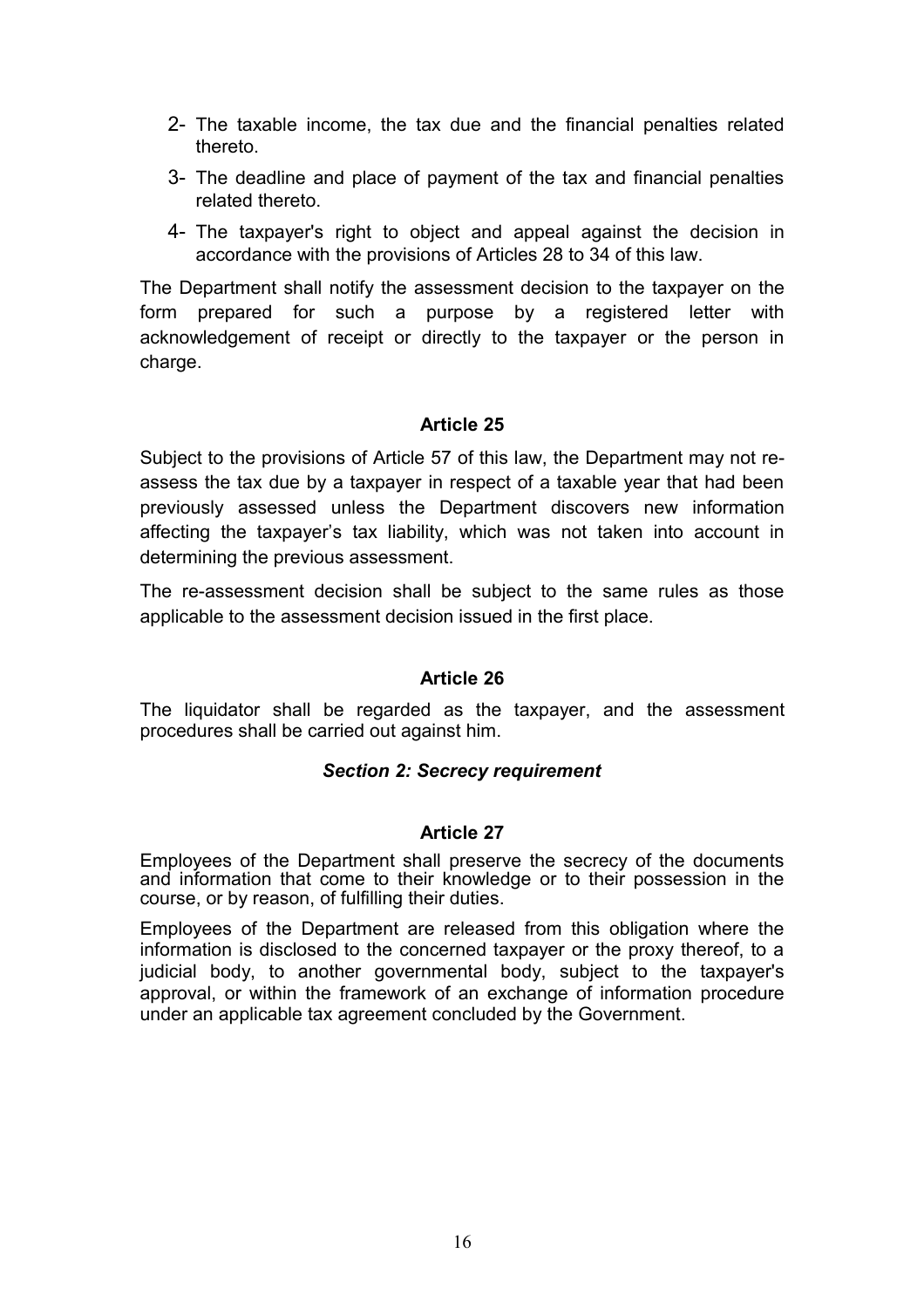2- The taxable income, the tax due and the financial penalties related thereto.

3- The deadline and place of payment of the tax and financial penalties related thereto.

4- The taxpayer's right to object and appeal against the decision in accordance with the provisions of Articles 28 to 34 of this law.

The Department shall notify the assessment decision to the taxpayer on the form prepared for such a purpose by a registered letter with acknowledgement of receipt or directly to the taxpayer or the person in charge.

### Article 25

Subject to the provisions of Article 57 of this law, the Department may not re-assess the tax due by a taxpayer in respect of a taxable year that had been previously assessed unless the Department discovers new information affecting the taxpayer's tax liability, which was not taken into account in determining the previous assessment.

The re-assessment decision shall be subject to the same rules as those applicable to the assessment decision issued in the first place.

### Article 26

The liquidator shall be regarded as the taxpayer, and the assessment procedures shall be carried out against him.

## *Section 2: Secrecy requirement*

### Article 27

Employees of the Department shall preserve the secrecy of the documents and information that come to their knowledge or to their possession in the course, or by reason, of fulfilling their duties.

Employees of the Department are released from this obligation where the information is disclosed to the concerned taxpayer or the proxy thereof, to a judicial body, to another governmental body, subject to the taxpayer's approval, or within the framework of an exchange of information procedure under an applicable tax agreement concluded by the Government.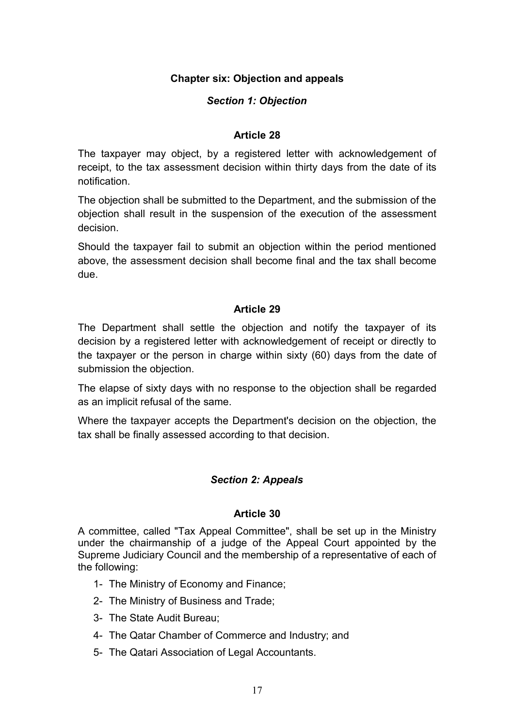## Chapter six: Objection and appeals

### *Section 1: Objection*

#### Article 28

The taxpayer may object, by a registered letter with acknowledgement of receipt, to the tax assessment decision within thirty days from the date of its notification.

The objection shall be submitted to the Department, and the submission of the objection shall result in the suspension of the execution of the assessment decision.

Should the taxpayer fail to submit an objection within the period mentioned above, the assessment decision shall become final and the tax shall become due.

#### Article 29

The Department shall settle the objection and notify the taxpayer of its decision by a registered letter with acknowledgement of receipt or directly to the taxpayer or the person in charge within sixty (60) days from the date of submission the objection.

The elapse of sixty days with no response to the objection shall be regarded as an implicit refusal of the same.

Where the taxpayer accepts the Department's decision on the objection, the tax shall be finally assessed according to that decision.

### *Section 2: Appeals*

#### Article 30

A committee, called "Tax Appeal Committee", shall be set up in the Ministry under the chairmanship of a judge of the Appeal Court appointed by the Supreme Judiciary Council and the membership of a representative of each of the following:

1- The Ministry of Economy and Finance;
2- The Ministry of Business and Trade;
3- The State Audit Bureau;
4- The Qatar Chamber of Commerce and Industry; and
5- The Qatari Association of Legal Accountants.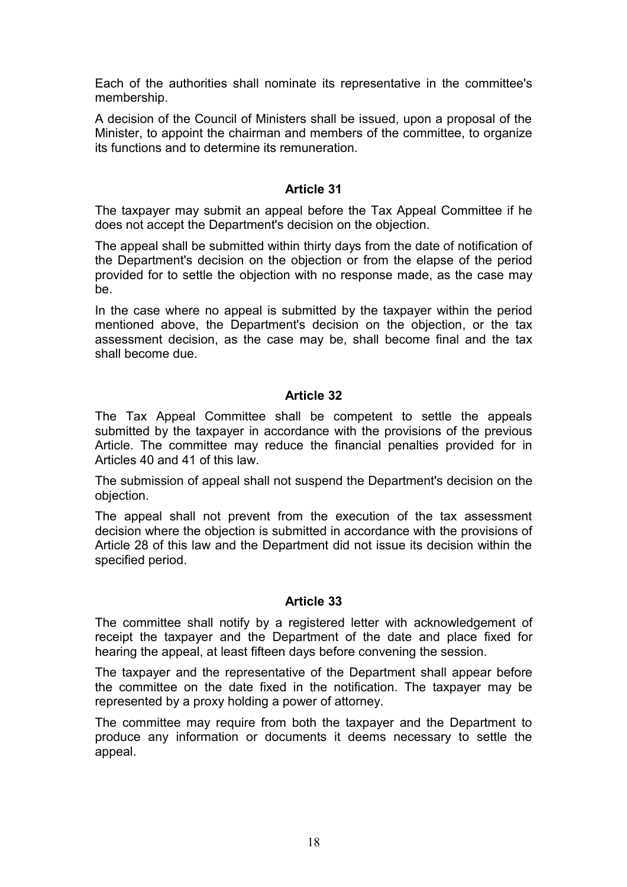Each of the authorities shall nominate its representative in the committee's membership.

A decision of the Council of Ministers shall be issued, upon a proposal of the Minister, to appoint the chairman and members of the committee, to organize its functions and to determine its remuneration.

### Article 31

The taxpayer may submit an appeal before the Tax Appeal Committee if he does not accept the Department's decision on the objection.

The appeal shall be submitted within thirty days from the date of notification of the Department's decision on the objection or from the elapse of the period provided for to settle the objection with no response made, as the case may be.

In the case where no appeal is submitted by the taxpayer within the period mentioned above, the Department's decision on the objection, or the tax assessment decision, as the case may be, shall become final and the tax shall become due.

### Article 32

The Tax Appeal Committee shall be competent to settle the appeals submitted by the taxpayer in accordance with the provisions of the previous Article. The committee may reduce the financial penalties provided for in Articles 40 and 41 of this law.

The submission of appeal shall not suspend the Department's decision on the objection.

The appeal shall not prevent from the execution of the tax assessment decision where the objection is submitted in accordance with the provisions of Article 28 of this law and the Department did not issue its decision within the specified period.

### Article 33

The committee shall notify by a registered letter with acknowledgement of receipt the taxpayer and the Department of the date and place fixed for hearing the appeal, at least fifteen days before convening the session.

The taxpayer and the representative of the Department shall appear before the committee on the date fixed in the notification. The taxpayer may be represented by a proxy holding a power of attorney.

The committee may require from both the taxpayer and the Department to produce any information or documents it deems necessary to settle the appeal.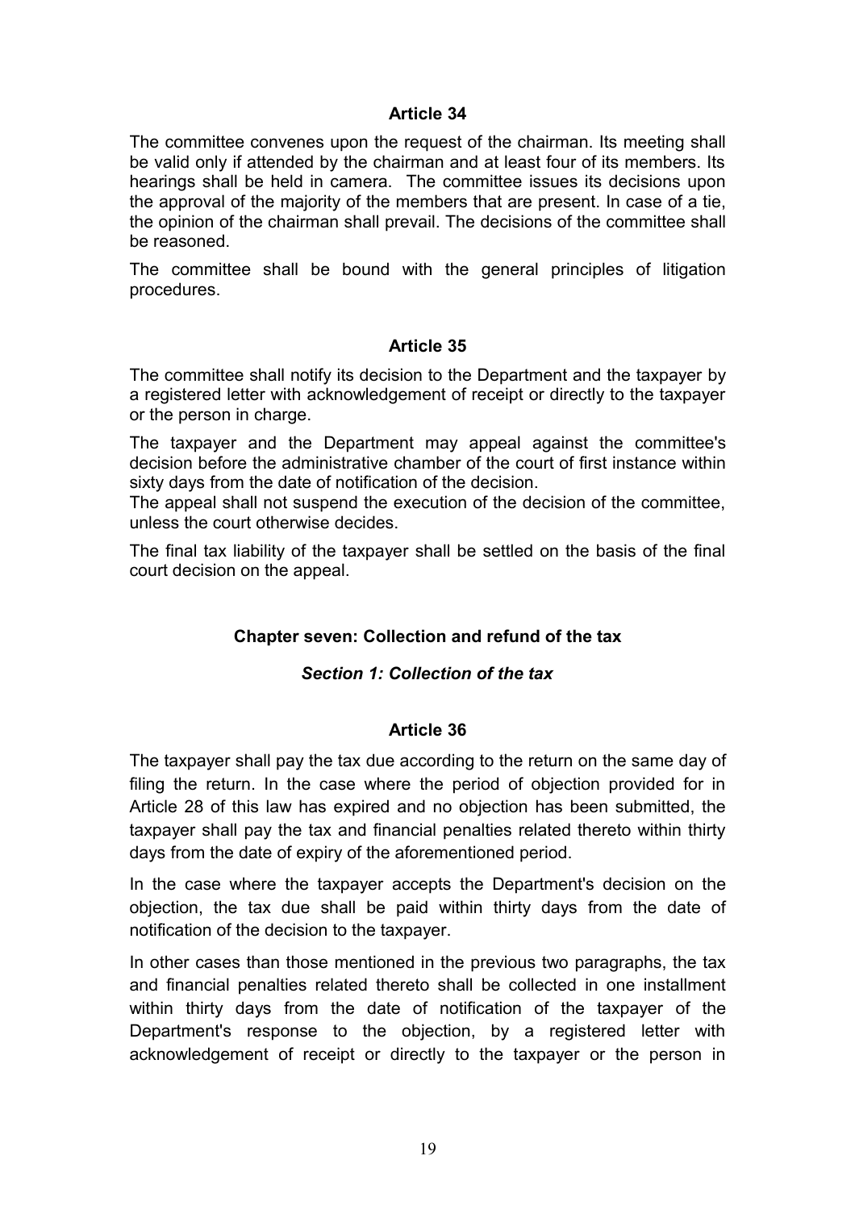### Article 34

The committee convenes upon the request of the chairman. Its meeting shall be valid only if attended by the chairman and at least four of its members. Its hearings shall be held in camera. The committee issues its decisions upon the approval of the majority of the members that are present. In case of a tie, the opinion of the chairman shall prevail. The decisions of the committee shall be reasoned.

The committee shall be bound with the general principles of litigation procedures.

### Article 35

The committee shall notify its decision to the Department and the taxpayer by a registered letter with acknowledgement of receipt or directly to the taxpayer or the person in charge.

The taxpayer and the Department may appeal against the committee's decision before the administrative chamber of the court of first instance within sixty days from the date of notification of the decision.

The appeal shall not suspend the execution of the decision of the committee, unless the court otherwise decides.

The final tax liability of the taxpayer shall be settled on the basis of the final court decision on the appeal.

## Chapter seven: Collection and refund of the tax

### *Section 1: Collection of the tax*

### Article 36

The taxpayer shall pay the tax due according to the return on the same day of filing the return. In the case where the period of objection provided for in Article 28 of this law has expired and no objection has been submitted, the taxpayer shall pay the tax and financial penalties related thereto within thirty days from the date of expiry of the aforementioned period.

In the case where the taxpayer accepts the Department's decision on the objection, the tax due shall be paid within thirty days from the date of notification of the decision to the taxpayer.

In other cases than those mentioned in the previous two paragraphs, the tax and financial penalties related thereto shall be collected in one installment within thirty days from the date of notification of the taxpayer of the Department's response to the objection, by a registered letter with acknowledgement of receipt or directly to the taxpayer or the person in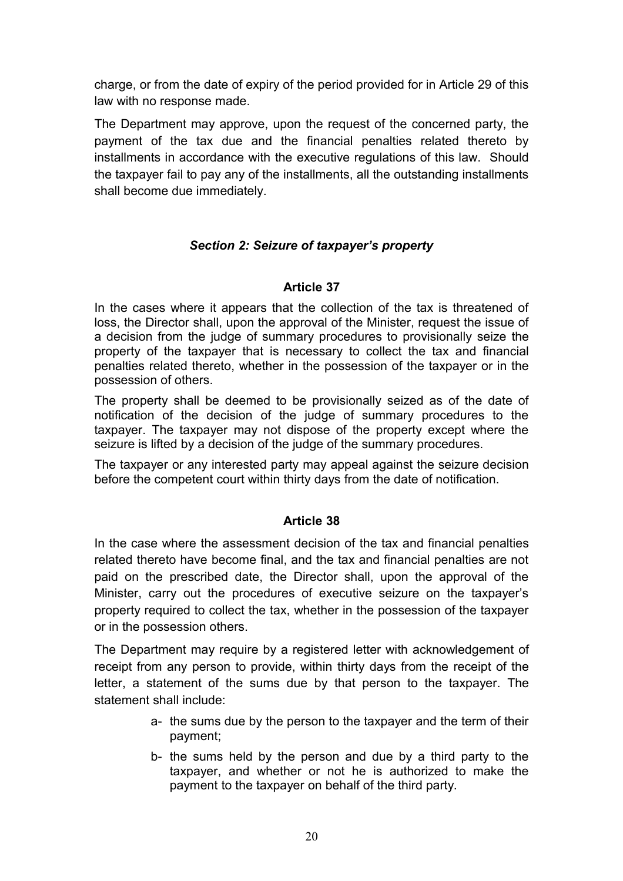charge, or from the date of expiry of the period provided for in Article 29 of this law with no response made.

The Department may approve, upon the request of the concerned party, the payment of the tax due and the financial penalties related thereto by installments in accordance with the executive regulations of this law. Should the taxpayer fail to pay any of the installments, all the outstanding installments shall become due immediately.

### *Section 2: Seizure of taxpayer's property*

#### Article 37

In the cases where it appears that the collection of the tax is threatened of loss, the Director shall, upon the approval of the Minister, request the issue of a decision from the judge of summary procedures to provisionally seize the property of the taxpayer that is necessary to collect the tax and financial penalties related thereto, whether in the possession of the taxpayer or in the possession of others.

The property shall be deemed to be provisionally seized as of the date of notification of the decision of the judge of summary procedures to the taxpayer. The taxpayer may not dispose of the property except where the seizure is lifted by a decision of the judge of the summary procedures.

The taxpayer or any interested party may appeal against the seizure decision before the competent court within thirty days from the date of notification.

#### Article 38

In the case where the assessment decision of the tax and financial penalties related thereto have become final, and the tax and financial penalties are not paid on the prescribed date, the Director shall, upon the approval of the Minister, carry out the procedures of executive seizure on the taxpayer's property required to collect the tax, whether in the possession of the taxpayer or in the possession others.

The Department may require by a registered letter with acknowledgement of receipt from any person to provide, within thirty days from the receipt of the letter, a statement of the sums due by that person to the taxpayer. The statement shall include:

- a- the sums due by the person to the taxpayer and the term of their payment;
- b- the sums held by the person and due by a third party to the taxpayer, and whether or not he is authorized to make the payment to the taxpayer on behalf of the third party.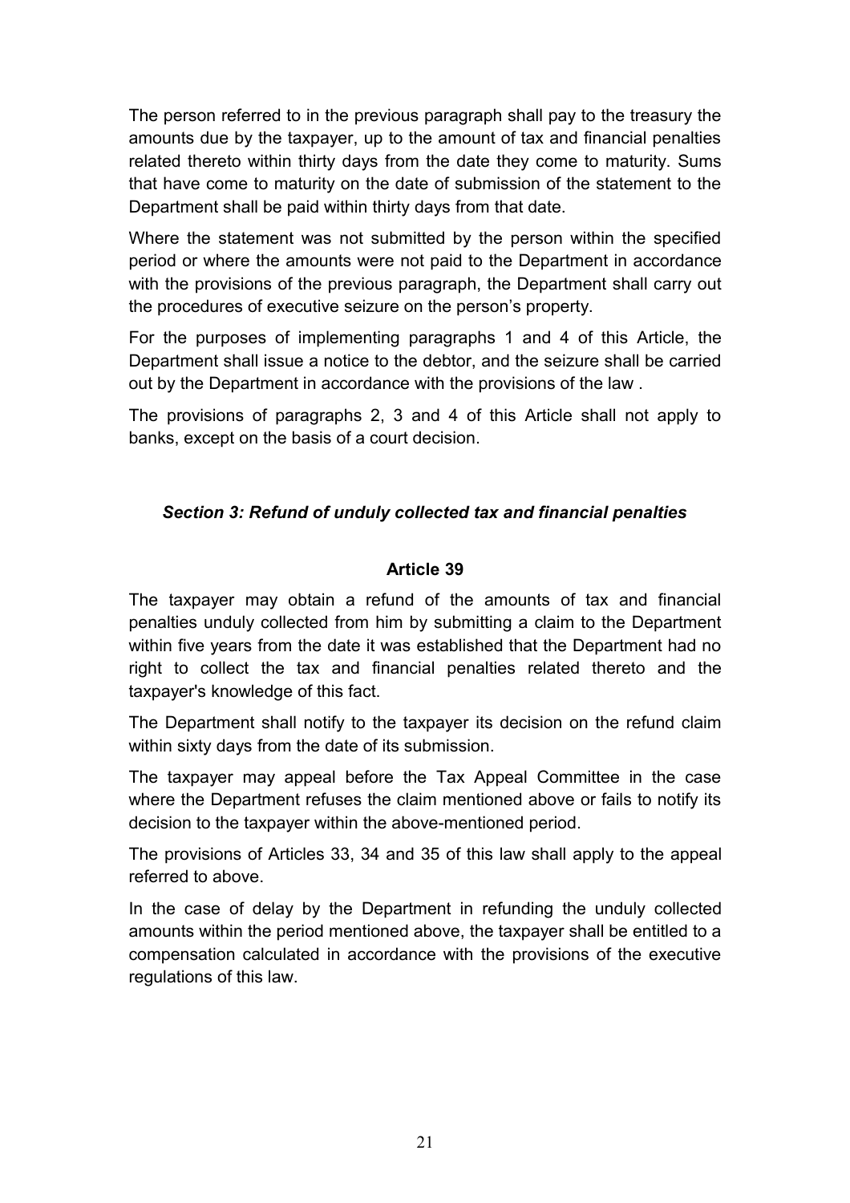The person referred to in the previous paragraph shall pay to the treasury the amounts due by the taxpayer, up to the amount of tax and financial penalties related thereto within thirty days from the date they come to maturity. Sums that have come to maturity on the date of submission of the statement to the Department shall be paid within thirty days from that date.

Where the statement was not submitted by the person within the specified period or where the amounts were not paid to the Department in accordance with the provisions of the previous paragraph, the Department shall carry out the procedures of executive seizure on the person's property.

For the purposes of implementing paragraphs 1 and 4 of this Article, the Department shall issue a notice to the debtor, and the seizure shall be carried out by the Department in accordance with the provisions of the law .

The provisions of paragraphs 2, 3 and 4 of this Article shall not apply to banks, except on the basis of a court decision.

### *Section 3: Refund of unduly collected tax and financial penalties*

#### **Article 39**

The taxpayer may obtain a refund of the amounts of tax and financial penalties unduly collected from him by submitting a claim to the Department within five years from the date it was established that the Department had no right to collect the tax and financial penalties related thereto and the taxpayer's knowledge of this fact.

The Department shall notify to the taxpayer its decision on the refund claim within sixty days from the date of its submission.

The taxpayer may appeal before the Tax Appeal Committee in the case where the Department refuses the claim mentioned above or fails to notify its decision to the taxpayer within the above-mentioned period.

The provisions of Articles 33, 34 and 35 of this law shall apply to the appeal referred to above.

In the case of delay by the Department in refunding the unduly collected amounts within the period mentioned above, the taxpayer shall be entitled to a compensation calculated in accordance with the provisions of the executive regulations of this law.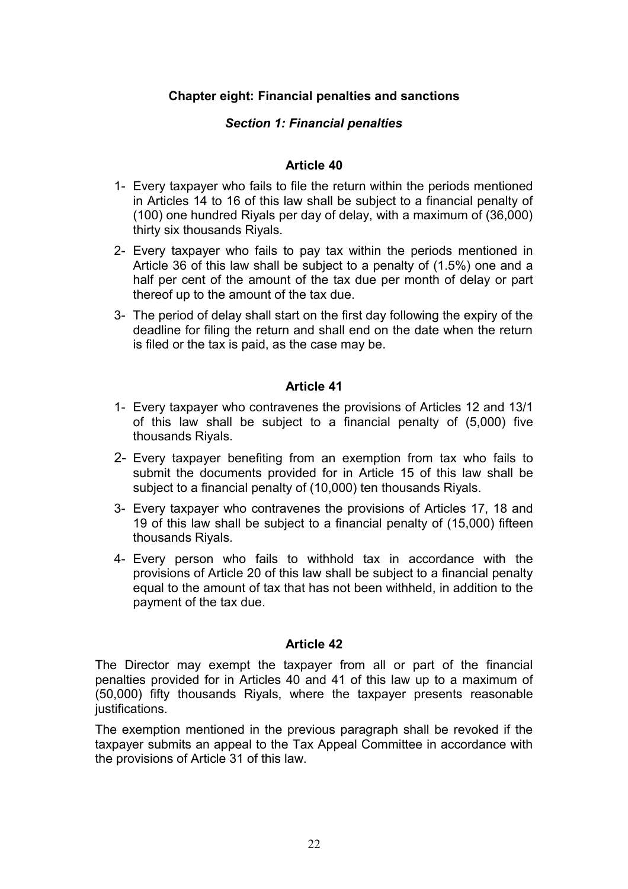## Chapter eight: Financial penalties and sanctions

### *Section 1: Financial penalties*

### Article 40

1- Every taxpayer who fails to file the return within the periods mentioned in Articles 14 to 16 of this law shall be subject to a financial penalty of (100) one hundred Riyals per day of delay, with a maximum of (36,000) thirty six thousands Riyals.

2- Every taxpayer who fails to pay tax within the periods mentioned in Article 36 of this law shall be subject to a penalty of (1.5%) one and a half per cent of the amount of the tax due per month of delay or part thereof up to the amount of the tax due.

3- The period of delay shall start on the first day following the expiry of the deadline for filing the return and shall end on the date when the return is filed or the tax is paid, as the case may be.

### Article 41

1- Every taxpayer who contravenes the provisions of Articles 12 and 13/1 of this law shall be subject to a financial penalty of (5,000) five thousands Riyals.

2- Every taxpayer benefiting from an exemption from tax who fails to submit the documents provided for in Article 15 of this law shall be subject to a financial penalty of (10,000) ten thousands Riyals.

3- Every taxpayer who contravenes the provisions of Articles 17, 18 and 19 of this law shall be subject to a financial penalty of (15,000) fifteen thousands Riyals.

4- Every person who fails to withhold tax in accordance with the provisions of Article 20 of this law shall be subject to a financial penalty equal to the amount of tax that has not been withheld, in addition to the payment of the tax due.

### Article 42

The Director may exempt the taxpayer from all or part of the financial penalties provided for in Articles 40 and 41 of this law up to a maximum of (50,000) fifty thousands Riyals, where the taxpayer presents reasonable justifications.

The exemption mentioned in the previous paragraph shall be revoked if the taxpayer submits an appeal to the Tax Appeal Committee in accordance with the provisions of Article 31 of this law.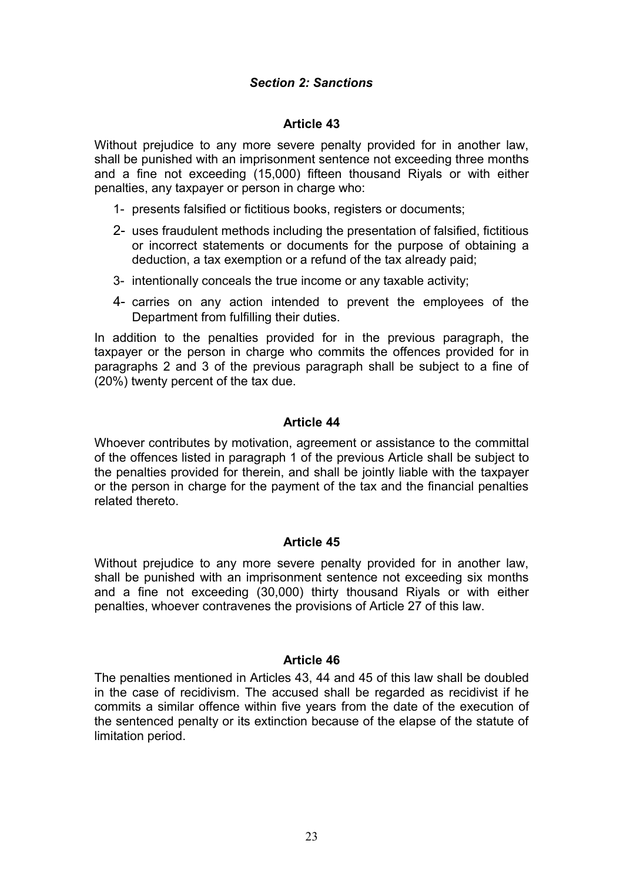### *Section 2: Sanctions*

#### Article 43

Without prejudice to any more severe penalty provided for in another law, shall be punished with an imprisonment sentence not exceeding three months and a fine not exceeding (15,000) fifteen thousand Riyals or with either penalties, any taxpayer or person in charge who:

1- presents falsified or fictitious books, registers or documents;

2- uses fraudulent methods including the presentation of falsified, fictitious or incorrect statements or documents for the purpose of obtaining a deduction, a tax exemption or a refund of the tax already paid;

3- intentionally conceals the true income or any taxable activity;

4- carries on any action intended to prevent the employees of the Department from fulfilling their duties.

In addition to the penalties provided for in the previous paragraph, the taxpayer or the person in charge who commits the offences provided for in paragraphs 2 and 3 of the previous paragraph shall be subject to a fine of (20%) twenty percent of the tax due.

#### Article 44

Whoever contributes by motivation, agreement or assistance to the committal of the offences listed in paragraph 1 of the previous Article shall be subject to the penalties provided for therein, and shall be jointly liable with the taxpayer or the person in charge for the payment of the tax and the financial penalties related thereto.

#### Article 45

Without prejudice to any more severe penalty provided for in another law, shall be punished with an imprisonment sentence not exceeding six months and a fine not exceeding (30,000) thirty thousand Riyals or with either penalties, whoever contravenes the provisions of Article 27 of this law.

#### Article 46

The penalties mentioned in Articles 43, 44 and 45 of this law shall be doubled in the case of recidivism. The accused shall be regarded as recidivist if he commits a similar offence within five years from the date of the execution of the sentenced penalty or its extinction because of the elapse of the statute of limitation period.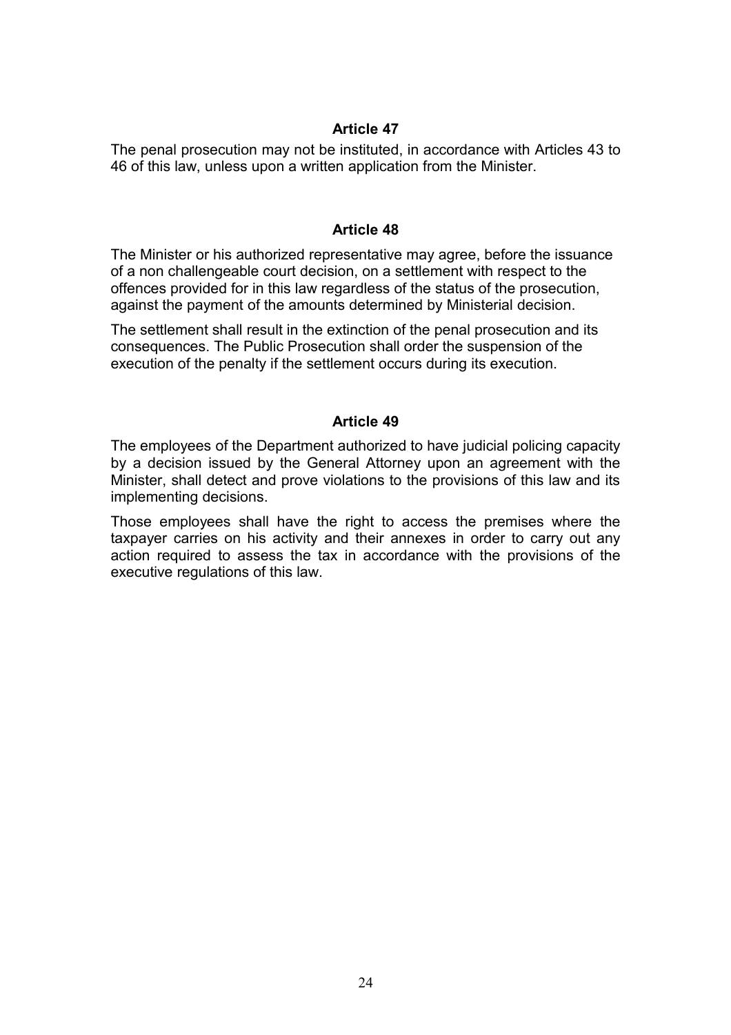### Article 47

The penal prosecution may not be instituted, in accordance with Articles 43 to 46 of this law, unless upon a written application from the Minister.

### Article 48

The Minister or his authorized representative may agree, before the issuance of a non challengeable court decision, on a settlement with respect to the offences provided for in this law regardless of the status of the prosecution, against the payment of the amounts determined by Ministerial decision.

The settlement shall result in the extinction of the penal prosecution and its consequences. The Public Prosecution shall order the suspension of the execution of the penalty if the settlement occurs during its execution.

### Article 49

The employees of the Department authorized to have judicial policing capacity by a decision issued by the General Attorney upon an agreement with the Minister, shall detect and prove violations to the provisions of this law and its implementing decisions.

Those employees shall have the right to access the premises where the taxpayer carries on his activity and their annexes in order to carry out any action required to assess the tax in accordance with the provisions of the executive regulations of this law.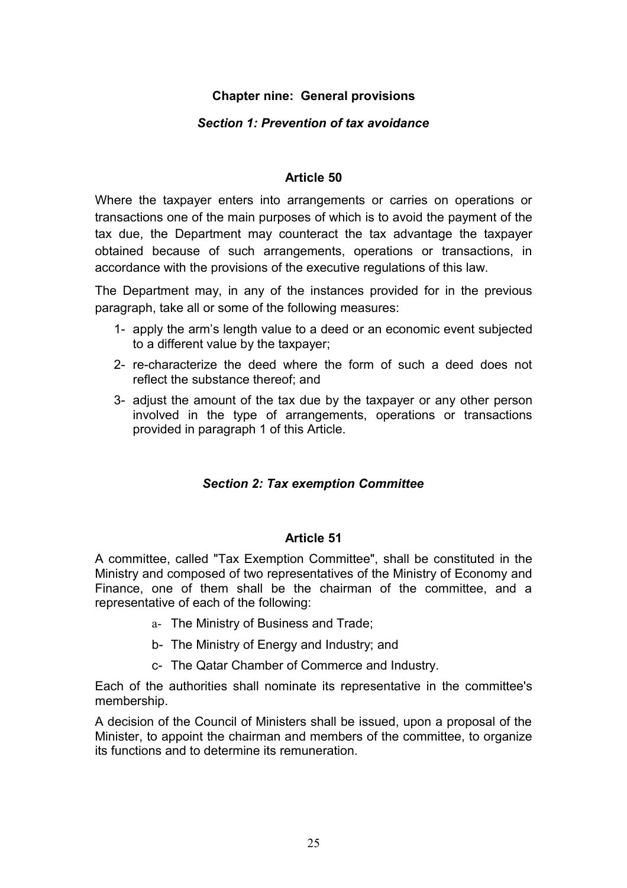## Chapter nine: General provisions

### *Section 1: Prevention of tax avoidance*

#### Article 50

Where the taxpayer enters into arrangements or carries on operations or transactions one of the main purposes of which is to avoid the payment of the tax due, the Department may counteract the tax advantage the taxpayer obtained because of such arrangements, operations or transactions, in accordance with the provisions of the executive regulations of this law.

The Department may, in any of the instances provided for in the previous paragraph, take all or some of the following measures:

1- apply the arm's length value to a deed or an economic event subjected to a different value by the taxpayer;

2- re-characterize the deed where the form of such a deed does not reflect the substance thereof; and

3- adjust the amount of the tax due by the taxpayer or any other person involved in the type of arrangements, operations or transactions provided in paragraph 1 of this Article.

### *Section 2: Tax exemption Committee*

#### Article 51

A committee, called "Tax Exemption Committee", shall be constituted in the Ministry and composed of two representatives of the Ministry of Economy and Finance, one of them shall be the chairman of the committee, and a representative of each of the following:

a- The Ministry of Business and Trade;

b- The Ministry of Energy and Industry; and

c- The Qatar Chamber of Commerce and Industry.

Each of the authorities shall nominate its representative in the committee's membership.

A decision of the Council of Ministers shall be issued, upon a proposal of the Minister, to appoint the chairman and members of the committee, to organize its functions and to determine its remuneration.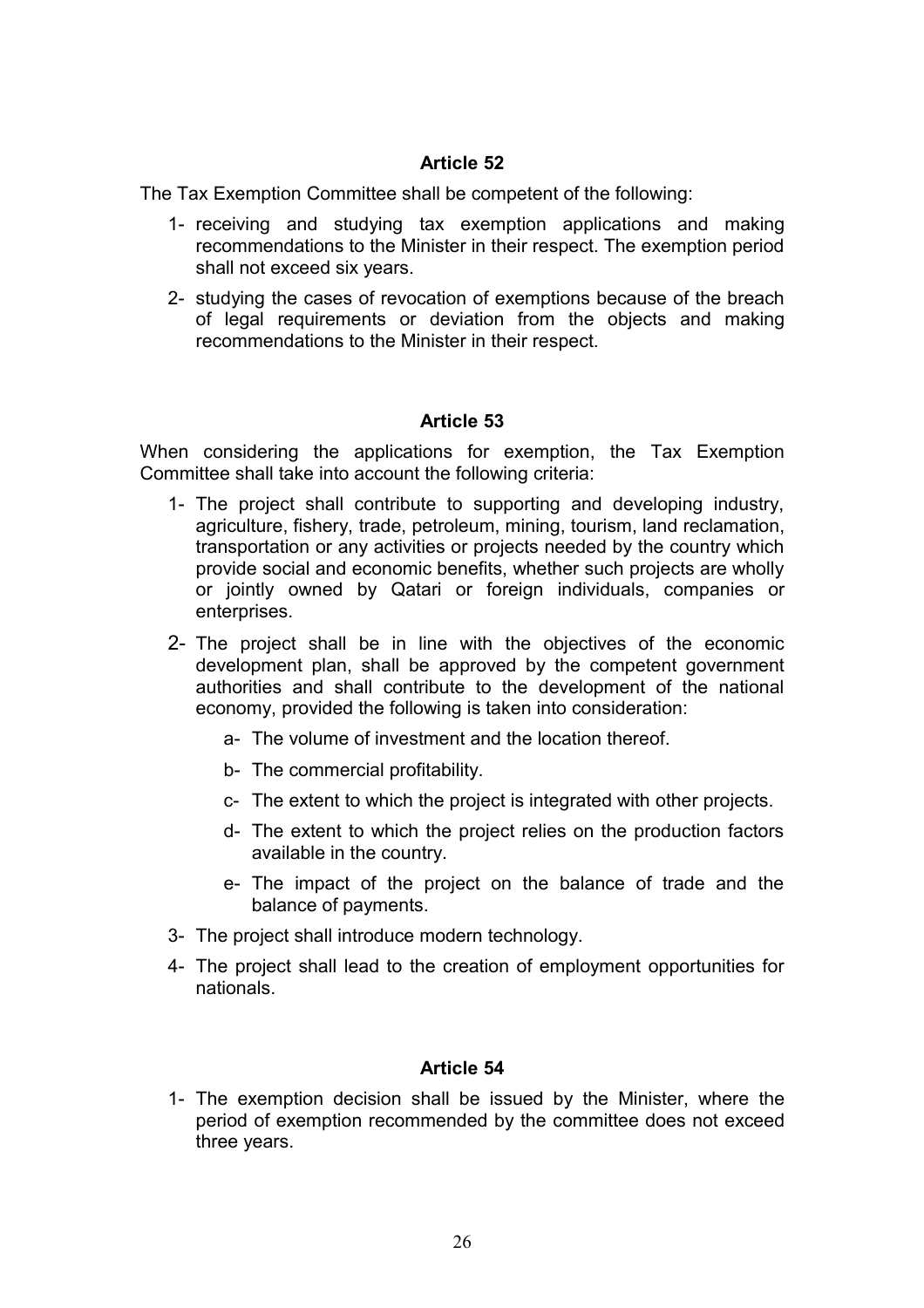### Article 52

The Tax Exemption Committee shall be competent of the following:

1- receiving and studying tax exemption applications and making recommendations to the Minister in their respect. The exemption period shall not exceed six years.

2- studying the cases of revocation of exemptions because of the breach of legal requirements or deviation from the objects and making recommendations to the Minister in their respect.

### Article 53

When considering the applications for exemption, the Tax Exemption Committee shall take into account the following criteria:

1- The project shall contribute to supporting and developing industry, agriculture, fishery, trade, petroleum, mining, tourism, land reclamation, transportation or any activities or projects needed by the country which provide social and economic benefits, whether such projects are wholly or jointly owned by Qatari or foreign individuals, companies or enterprises.

2- The project shall be in line with the objectives of the economic development plan, shall be approved by the competent government authorities and shall contribute to the development of the national economy, provided the following is taken into consideration:

   a- The volume of investment and the location thereof.

   b- The commercial profitability.

   c- The extent to which the project is integrated with other projects.

   d- The extent to which the project relies on the production factors available in the country.

   e- The impact of the project on the balance of trade and the balance of payments.

3- The project shall introduce modern technology.

4- The project shall lead to the creation of employment opportunities for nationals.

### Article 54

1- The exemption decision shall be issued by the Minister, where the period of exemption recommended by the committee does not exceed three years.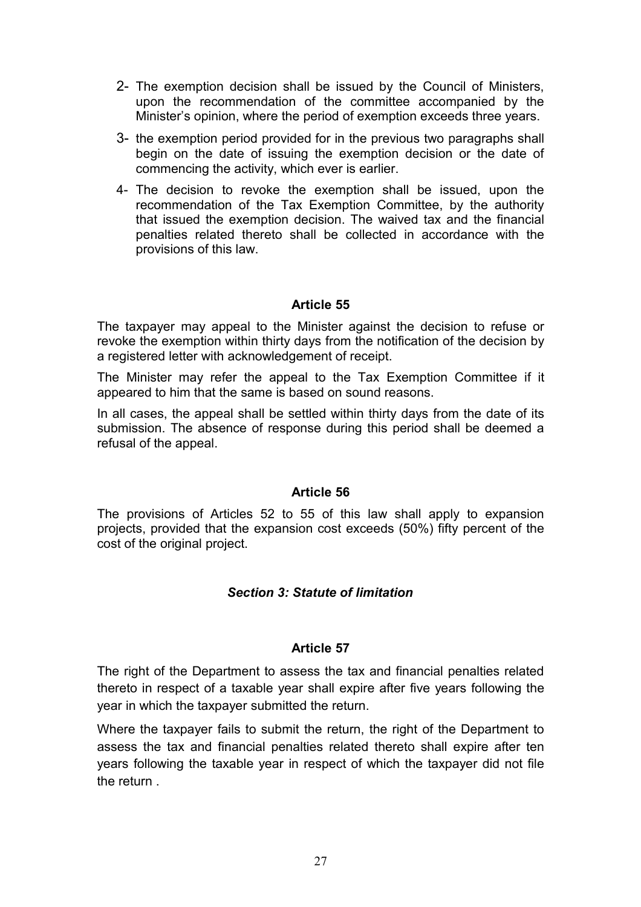2- The exemption decision shall be issued by the Council of Ministers, upon the recommendation of the committee accompanied by the Minister's opinion, where the period of exemption exceeds three years.

3- the exemption period provided for in the previous two paragraphs shall begin on the date of issuing the exemption decision or the date of commencing the activity, which ever is earlier.

4- The decision to revoke the exemption shall be issued, upon the recommendation of the Tax Exemption Committee, by the authority that issued the exemption decision. The waived tax and the financial penalties related thereto shall be collected in accordance with the provisions of this law.

### Article 55

The taxpayer may appeal to the Minister against the decision to refuse or revoke the exemption within thirty days from the notification of the decision by a registered letter with acknowledgement of receipt.

The Minister may refer the appeal to the Tax Exemption Committee if it appeared to him that the same is based on sound reasons.

In all cases, the appeal shall be settled within thirty days from the date of its submission. The absence of response during this period shall be deemed a refusal of the appeal.

### Article 56

The provisions of Articles 52 to 55 of this law shall apply to expansion projects, provided that the expansion cost exceeds (50%) fifty percent of the cost of the original project.

## *Section 3: Statute of limitation*

### Article 57

The right of the Department to assess the tax and financial penalties related thereto in respect of a taxable year shall expire after five years following the year in which the taxpayer submitted the return.

Where the taxpayer fails to submit the return, the right of the Department to assess the tax and financial penalties related thereto shall expire after ten years following the taxable year in respect of which the taxpayer did not file the return .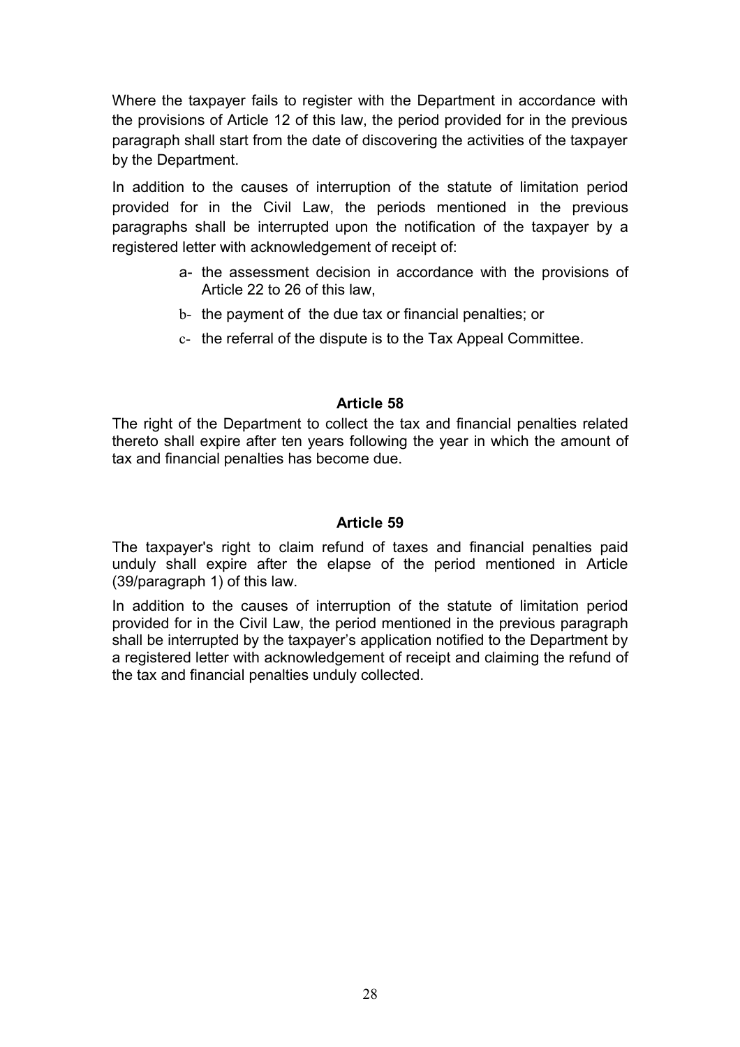Where the taxpayer fails to register with the Department in accordance with the provisions of Article 12 of this law, the period provided for in the previous paragraph shall start from the date of discovering the activities of the taxpayer by the Department.

In addition to the causes of interruption of the statute of limitation period provided for in the Civil Law, the periods mentioned in the previous paragraphs shall be interrupted upon the notification of the taxpayer by a registered letter with acknowledgement of receipt of:

a- the assessment decision in accordance with the provisions of Article 22 to 26 of this law,

b- the payment of the due tax or financial penalties; or

c- the referral of the dispute is to the Tax Appeal Committee.

### Article 58

The right of the Department to collect the tax and financial penalties related thereto shall expire after ten years following the year in which the amount of tax and financial penalties has become due.

### Article 59

The taxpayer's right to claim refund of taxes and financial penalties paid unduly shall expire after the elapse of the period mentioned in Article (39/paragraph 1) of this law.

In addition to the causes of interruption of the statute of limitation period provided for in the Civil Law, the period mentioned in the previous paragraph shall be interrupted by the taxpayer's application notified to the Department by a registered letter with acknowledgement of receipt and claiming the refund of the tax and financial penalties unduly collected.